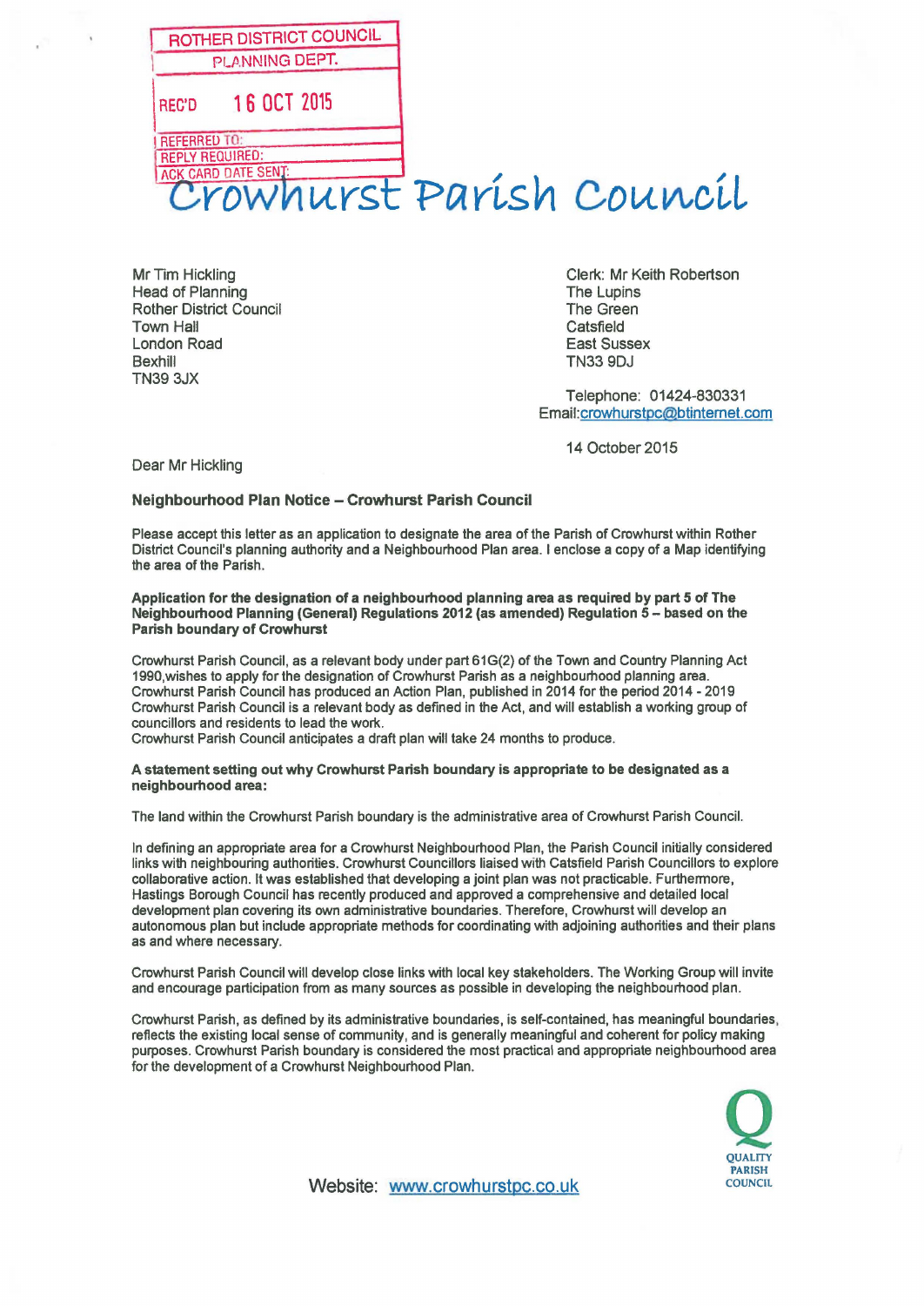ROTHER DISTRICT COUNCIL
PLANNING DEPT.
REC'D 16 OCT 2015
REFERRED TO:
REPLY REQUIRED:
ACK CARD DATE SENT:

# Crowhurst Parish Council

Mr Tim Hickling
Head of Planning
Rother District Council
Town Hall
London Road
Bexhill
TN39 3JX

Clerk: Mr Keith Robertson
The Lupins
The Green
Catsfield
East Sussex
TN33 9DJ

Telephone: 01424-830331
Email: crowhurstpc@btinternet.com

14 October 2015

Dear Mr Hickling

**Neighbourhood Plan Notice – Crowhurst Parish Council**

Please accept this letter as an application to designate the area of the Parish of Crowhurst within Rother District Council's planning authority and a Neighbourhood Plan area. I enclose a copy of a Map identifying the area of the Parish.

**Application for the designation of a neighbourhood planning area as required by part 5 of The Neighbourhood Planning (General) Regulations 2012 (as amended) Regulation 5 – based on the Parish boundary of Crowhurst**

Crowhurst Parish Council, as a relevant body under part 61G(2) of the Town and Country Planning Act 1990,wishes to apply for the designation of Crowhurst Parish as a neighbourhood planning area.
Crowhurst Parish Council has produced an Action Plan, published in 2014 for the period 2014 - 2019
Crowhurst Parish Council is a relevant body as defined in the Act, and will establish a working group of councillors and residents to lead the work.
Crowhurst Parish Council anticipates a draft plan will take 24 months to produce.

**A statement setting out why Crowhurst Parish boundary is appropriate to be designated as a neighbourhood area:**

The land within the Crowhurst Parish boundary is the administrative area of Crowhurst Parish Council.

In defining an appropriate area for a Crowhurst Neighbourhood Plan, the Parish Council initially considered links with neighbouring authorities. Crowhurst Councillors liaised with Catsfield Parish Councillors to explore collaborative action. It was established that developing a joint plan was not practicable. Furthermore, Hastings Borough Council has recently produced and approved a comprehensive and detailed local development plan covering its own administrative boundaries. Therefore, Crowhurst will develop an autonomous plan but include appropriate methods for coordinating with adjoining authorities and their plans as and where necessary.

Crowhurst Parish Council will develop close links with local key stakeholders. The Working Group will invite and encourage participation from as many sources as possible in developing the neighbourhood plan.

Crowhurst Parish, as defined by its administrative boundaries, is self-contained, has meaningful boundaries, reflects the existing local sense of community, and is generally meaningful and coherent for policy making purposes. Crowhurst Parish boundary is considered the most practical and appropriate neighbourhood area for the development of a Crowhurst Neighbourhood Plan.

Website: www.crowhurstpc.co.uk

QUALITY PARISH COUNCIL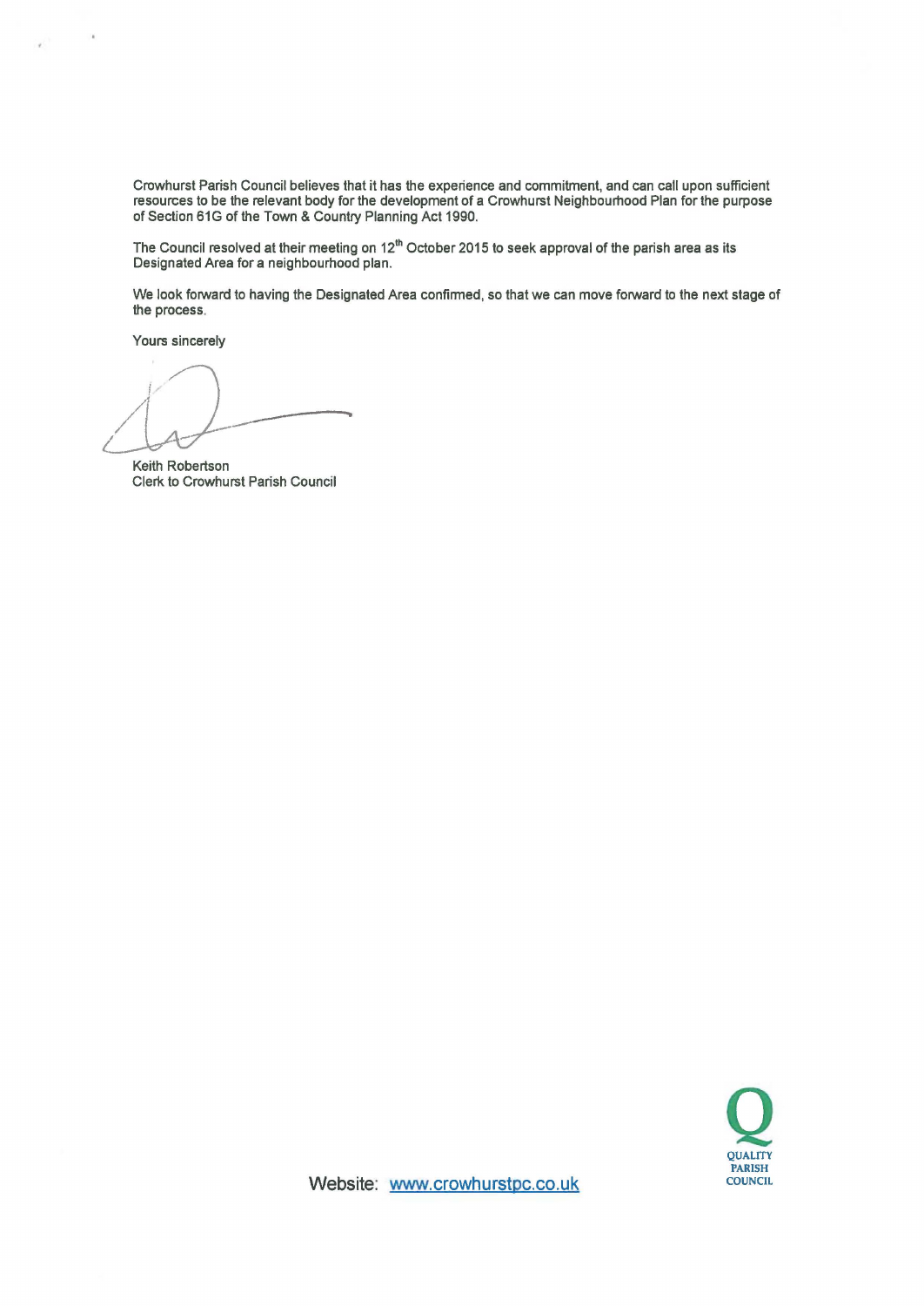Crowhurst Parish Council believes that it has the experience and commitment, and can call upon sufficient resources to be the relevant body for the development of a Crowhurst Neighbourhood Plan for the purpose of Section 61G of the Town & Country Planning Act 1990.

The Council resolved at their meeting on 12th October 2015 to seek approval of the parish area as its Designated Area for a neighbourhood plan.

We look forward to having the Designated Area confirmed, so that we can move forward to the next stage of the process.

Yours sincerely

Keith Robertson
Clerk to Crowhurst Parish Council

Website: www.crowhurstpc.co.uk

QUALITY PARISH COUNCIL